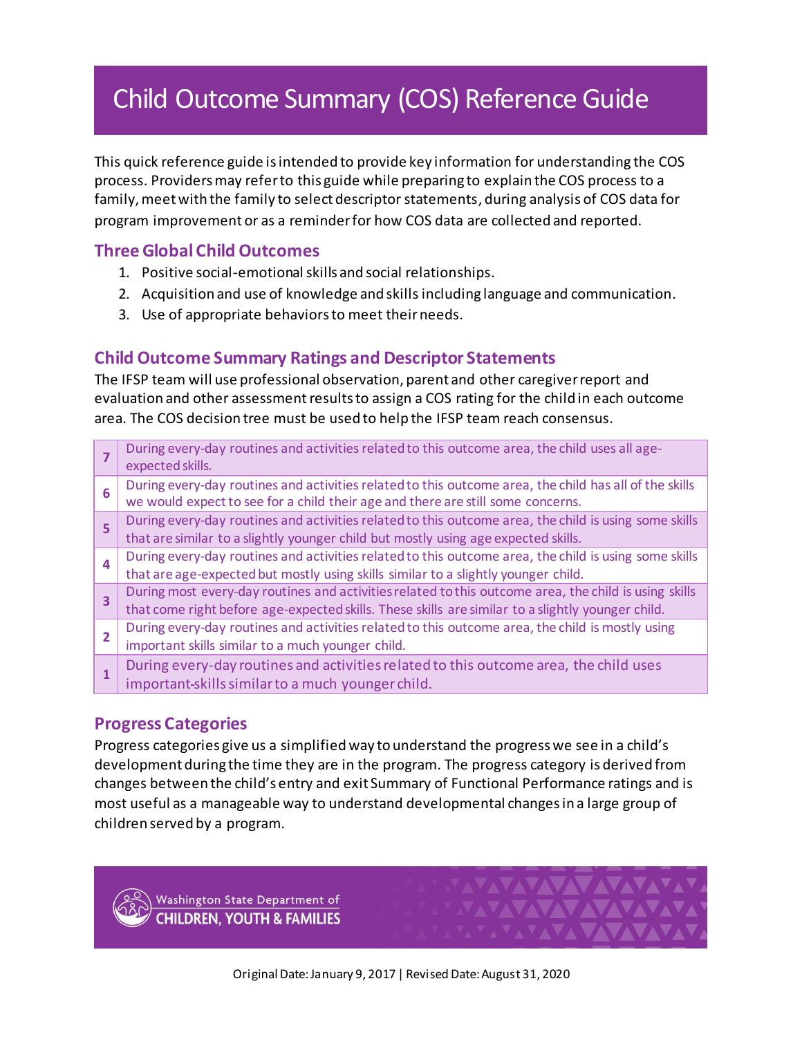# Child Outcome Summary (COS) Reference Guide

This quick reference guide is intended to provide key information for understanding the COS process. Providers may refer to this guide while preparing to explain the COS process to a family, meet with the family to select descriptor statements, during analysis of COS data for program improvement or as a reminder for how COS data are collected and reported.

## Three Global Child Outcomes

1. Positive social-emotional skills and social relationships.
2. Acquisition and use of knowledge and skills including language and communication.
3. Use of appropriate behaviors to meet their needs.

## Child Outcome Summary Ratings and Descriptor Statements

The IFSP team will use professional observation, parent and other caregiver report and evaluation and other assessment results to assign a COS rating for the child in each outcome area. The COS decision tree must be used to help the IFSP team reach consensus.

| | |
|---|---|
| **7** | During every-day routines and activities related to this outcome area, the child uses all age-expected skills. |
| **6** | During every-day routines and activities related to this outcome area, the child has all of the skills we would expect to see for a child their age and there are still some concerns. |
| **5** | During every-day routines and activities related to this outcome area, the child is using some skills that are similar to a slightly younger child but mostly using age expected skills. |
| **4** | During every-day routines and activities related to this outcome area, the child is using some skills that are age-expected but mostly using skills similar to a slightly younger child. |
| **3** | During most every-day routines and activities related to this outcome area, the child is using skills that come right before age-expected skills. These skills are similar to a slightly younger child. |
| **2** | During every-day routines and activities related to this outcome area, the child is mostly using important skills similar to a much younger child. |
| **1** | During every-day routines and activities related to this outcome area, the child uses important-skills similar to a much younger child. |

## Progress Categories

Progress categories give us a simplified way to understand the progress we see in a child's development during the time they are in the program. The progress category is derived from changes between the child's entry and exit Summary of Functional Performance ratings and is most useful as a manageable way to understand developmental changes in a large group of children served by a program.

Washington State Department of CHILDREN, YOUTH & FAMILIES

Original Date: January 9, 2017 | Revised Date: August 31, 2020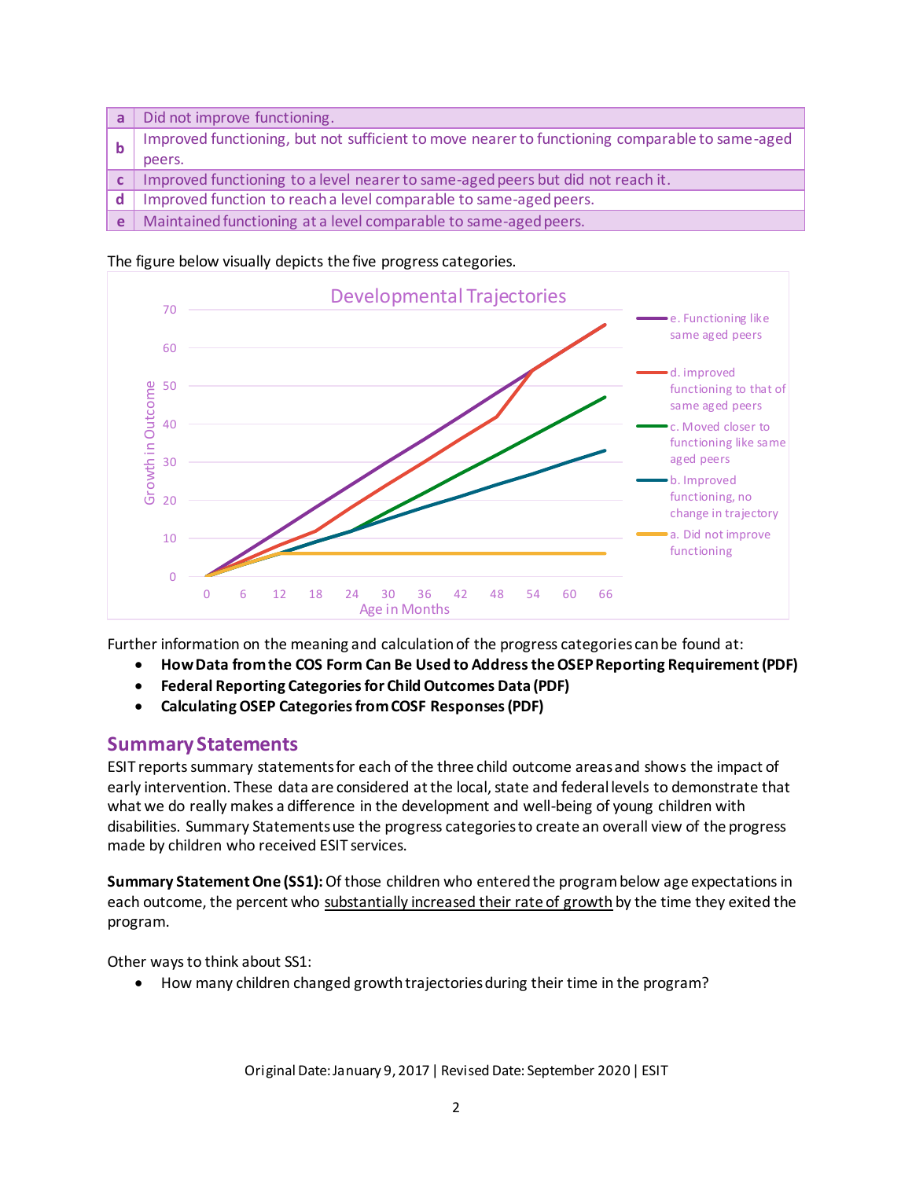| | |
|---|---|
| a | Did not improve functioning. |
| b | Improved functioning, but not sufficient to move nearer to functioning comparable to same-aged peers. |
| c | Improved functioning to a level nearer to same-aged peers but did not reach it. |
| d | Improved function to reach a level comparable to same-aged peers. |
| e | Maintained functioning at a level comparable to same-aged peers. |

The figure below visually depicts the five progress categories.

Further information on the meaning and calculation of the progress categories can be found at:

- **How Data from the COS Form Can Be Used to Address the OSEP Reporting Requirement (PDF)**
- **Federal Reporting Categories for Child Outcomes Data (PDF)**
- **Calculating OSEP Categories from COSF Responses (PDF)**

## Summary Statements

ESIT reports summary statements for each of the three child outcome areas and shows the impact of early intervention. These data are considered at the local, state and federal levels to demonstrate that what we do really makes a difference in the development and well-being of young children with disabilities. Summary Statements use the progress categories to create an overall view of the progress made by children who received ESIT services.

**Summary Statement One (SS1):** Of those children who entered the program below age expectations in each outcome, the percent who substantially increased their rate of growth by the time they exited the program.

Other ways to think about SS1:

- How many children changed growth trajectories during their time in the program?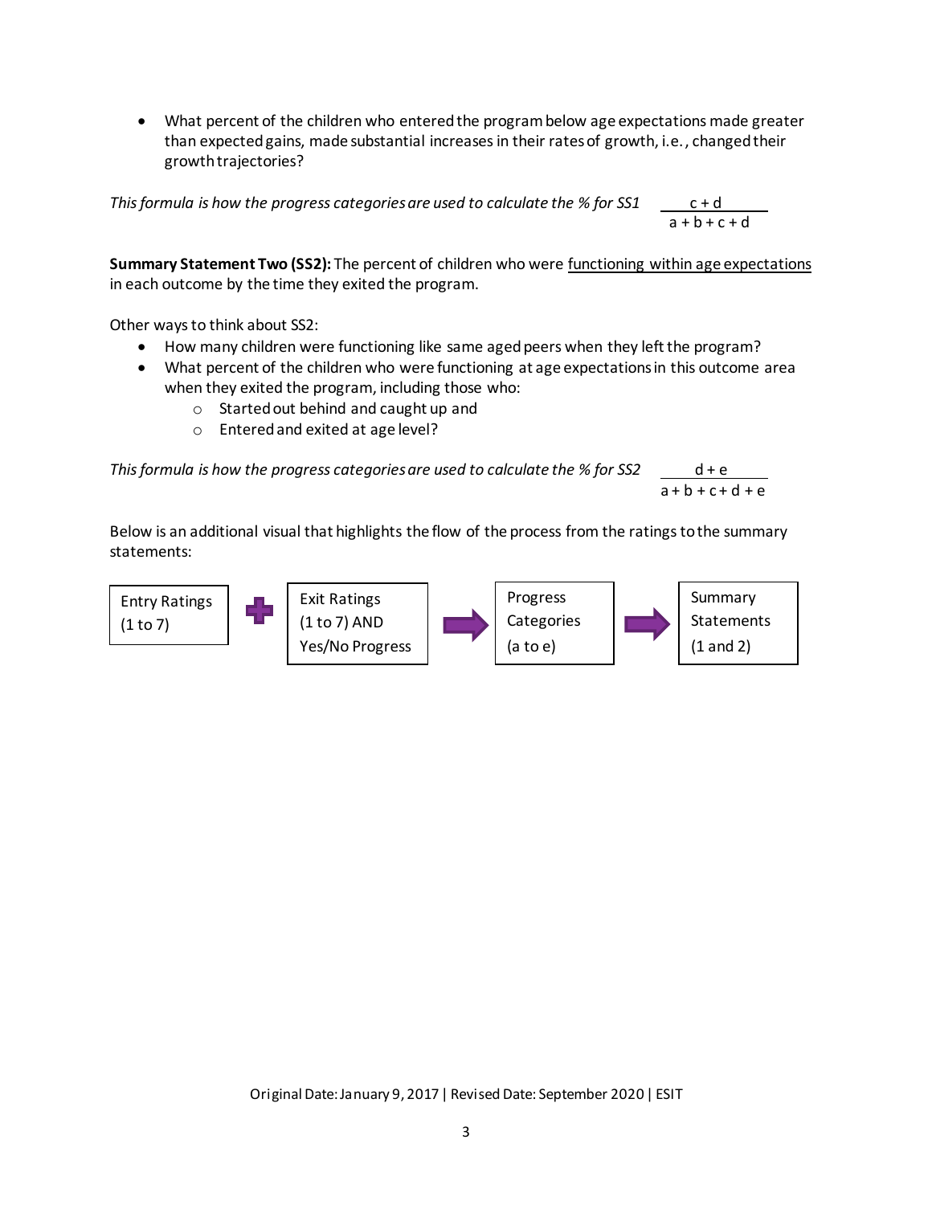- What percent of the children who entered the program below age expectations made greater than expected gains, made substantial increases in their rates of growth, i.e., changed their growth trajectories?

*This formula is how the progress categories are used to calculate the % for SS1* $\frac{c + d}{a + b + c + d}$

**Summary Statement Two (SS2):** The percent of children who were functioning within age expectations in each outcome by the time they exited the program.

Other ways to think about SS2:

- How many children were functioning like same aged peers when they left the program?
- What percent of the children who were functioning at age expectations in this outcome area when they exited the program, including those who:
  - Started out behind and caught up and
  - Entered and exited at age level?

*This formula is how the progress categories are used to calculate the % for SS2* $\frac{d + e}{a + b + c + d + e}$

Below is an additional visual that highlights the flow of the process from the ratings to the summary statements:

Entry Ratings (1 to 7) + Exit Ratings (1 to 7) AND Yes/No Progress → Progress Categories (a to e) → Summary Statements (1 and 2)

Original Date: January 9, 2017 | Revised Date: September 2020 | ESIT